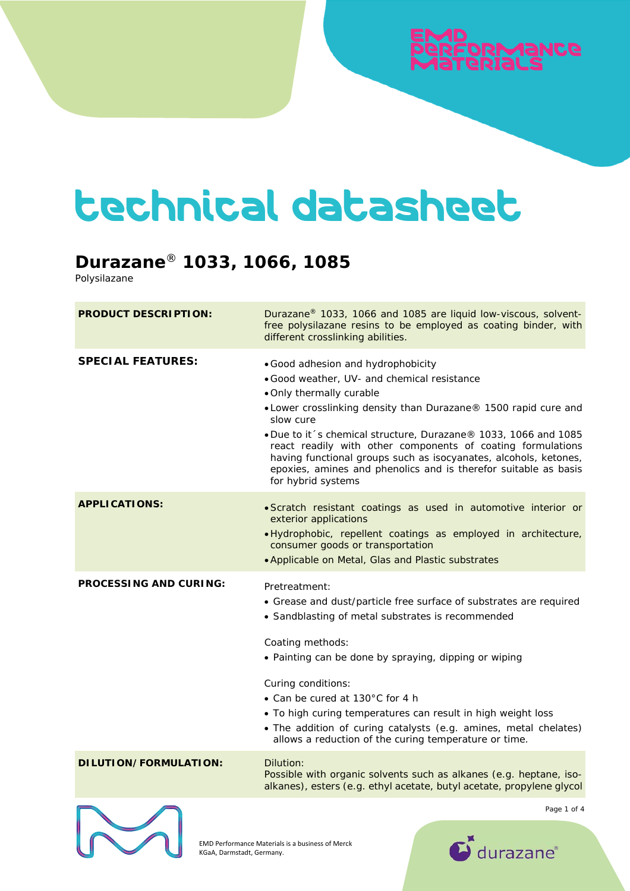# technical datasheet

## Durazane® 1033, 1066, 1085

Polysilazane

| | |
|---|---|
| **PRODUCT DESCRIPTION:** | Durazane® 1033, 1066 and 1085 are liquid low-viscous, solvent-free polysilazane resins to be employed as coating binder, with different crosslinking abilities. |
| **SPECIAL FEATURES:** | • Good adhesion and hydrophobicity<br>• Good weather, UV- and chemical resistance<br>• Only thermally curable<br>• Lower crosslinking density than Durazane® 1500 rapid cure and slow cure<br>• Due to it´s chemical structure, Durazane® 1033, 1066 and 1085 react readily with other components of coating formulations having functional groups such as isocyanates, alcohols, ketones, epoxies, amines and phenolics and is therefor suitable as basis for hybrid systems |
| **APPLICATIONS:** | • Scratch resistant coatings as used in automotive interior or exterior applications<br>• Hydrophobic, repellent coatings as employed in architecture, consumer goods or transportation<br>• Applicable on Metal, Glas and Plastic substrates |
| **PROCESSING AND CURING:** | Pretreatment:<br>• Grease and dust/particle free surface of substrates are required<br>• Sandblasting of metal substrates is recommended<br><br>Coating methods:<br>• Painting can be done by spraying, dipping or wiping<br><br>Curing conditions:<br>• Can be cured at 130°C for 4 h<br>• To high curing temperatures can result in high weight loss<br>• The addition of curing catalysts (e.g. amines, metal chelates) allows a reduction of the curing temperature or time. |
| **DILUTION/FORMULATION:** | Dilution:<br>Possible with organic solvents such as alkanes (e.g. heptane, iso-alkanes), esters (e.g. ethyl acetate, butyl acetate, propylene glycol |

EMD Performance Materials is a business of Merck KGaA, Darmstadt, Germany.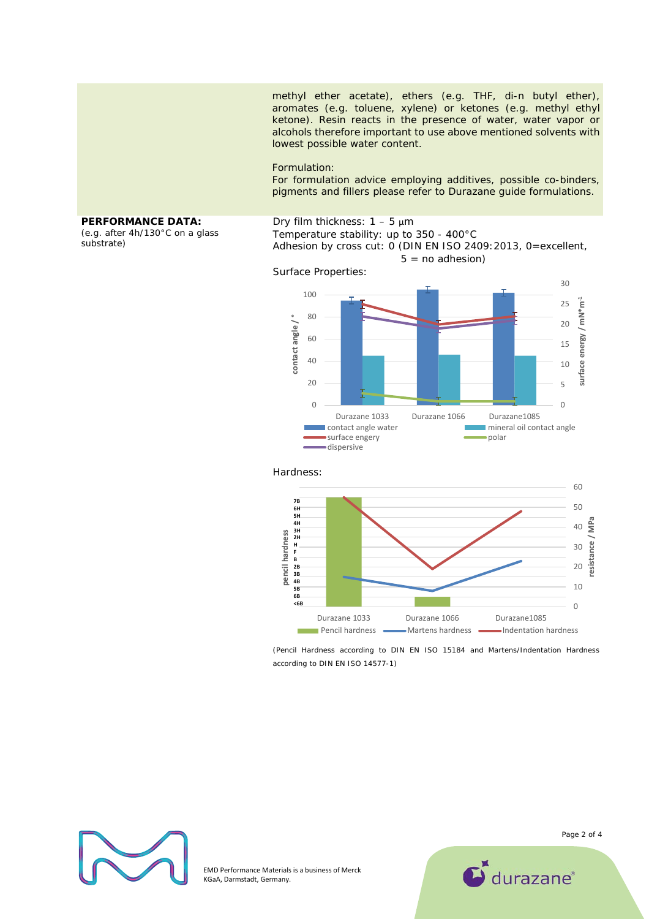methyl ether acetate), ethers (e.g. THF, di-n butyl ether), aromates (e.g. toluene, xylene) or ketones (e.g. methyl ethyl ketone). Resin reacts in the presence of water, water vapor or alcohols therefore important to use above mentioned solvents with lowest possible water content.

Formulation:
For formulation advice employing additives, possible co-binders, pigments and fillers please refer to Durazane guide formulations.

**PERFORMANCE DATA:**
(e.g. after 4h/130°C on a glass substrate)

Dry film thickness: 1 – 5 µm
Temperature stability: up to 350 - 400°C
Adhesion by cross cut: 0 (DIN EN ISO 2409:2013, 0=excellent, 5 = no adhesion)

Surface Properties:

Hardness:

*(Pencil Hardness according to DIN EN ISO 15184 and Martens/Indentation Hardness according to DIN EN ISO 14577-1)*

EMD Performance Materials is a business of Merck KGaA, Darmstadt, Germany.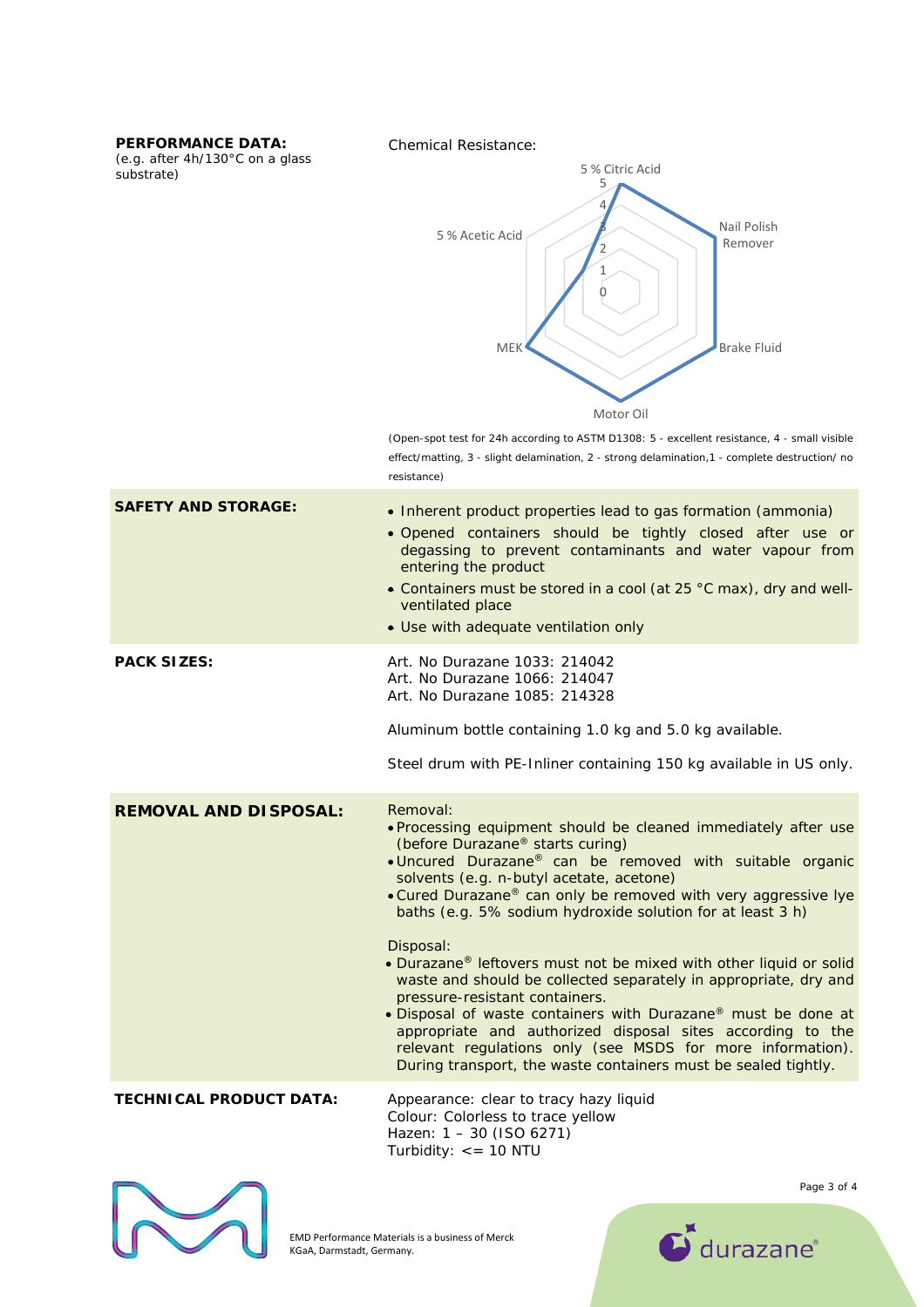**PERFORMANCE DATA:**
(e.g. after 4h/130°C on a glass substrate)

Chemical Resistance:

| Chemical | Rating |
|---|---|
| 5 % Citric Acid | 5 |
| Nail Polish Remover | 5 |
| Brake Fluid | 5 |
| Motor Oil | 5 |
| MEK | 5 |
| 5 % Acetic Acid | 2 |

(Open-spot test for 24h according to ASTM D1308: 5 - excellent resistance, 4 - small visible effect/matting, 3 - slight delamination, 2 - strong delamination,1 - complete destruction/ no resistance)

**SAFETY AND STORAGE:**

- Inherent product properties lead to gas formation (ammonia)
- Opened containers should be tightly closed after use or degassing to prevent contaminants and water vapour from entering the product
- Containers must be stored in a cool (at 25 °C max), dry and well-ventilated place
- Use with adequate ventilation only

**PACK SIZES:**

Art. No Durazane 1033: 214042
Art. No Durazane 1066: 214047
Art. No Durazane 1085: 214328

Aluminum bottle containing 1.0 kg and 5.0 kg available.

Steel drum with PE-Inliner containing 150 kg available in US only.

**REMOVAL AND DISPOSAL:**

Removal:

- Processing equipment should be cleaned immediately after use (before Durazane® starts curing)
- Uncured Durazane® can be removed with suitable organic solvents (e.g. n-butyl acetate, acetone)
- Cured Durazane® can only be removed with very aggressive lye baths (e.g. 5% sodium hydroxide solution for at least 3 h)

Disposal:

- Durazane® leftovers must not be mixed with other liquid or solid waste and should be collected separately in appropriate, dry and pressure-resistant containers.
- Disposal of waste containers with Durazane® must be done at appropriate and authorized disposal sites according to the relevant regulations only (see MSDS for more information). During transport, the waste containers must be sealed tightly.

**TECHNICAL PRODUCT DATA:**

Appearance: clear to tracy hazy liquid
Colour: Colorless to trace yellow
Hazen: 1 – 30 (ISO 6271)
Turbidity: <= 10 NTU

EMD Performance Materials is a business of Merck KGaA, Darmstadt, Germany.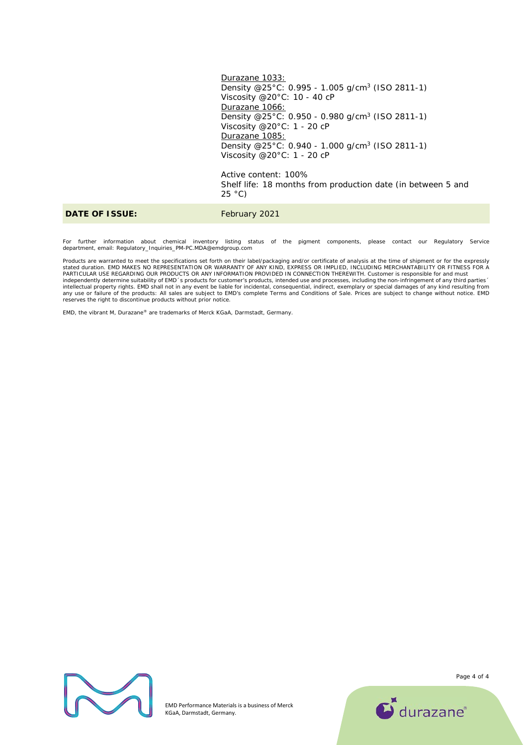<u>Durazane 1033:</u>
Density @25°C: 0.995 - 1.005 g/cm$^3$ (ISO 2811-1)
Viscosity @20°C: 10 - 40 cP
<u>Durazane 1066:</u>
Density @25°C: 0.950 - 0.980 g/cm$^3$ (ISO 2811-1)
Viscosity @20°C: 1 - 20 cP
<u>Durazane 1085:</u>
Density @25°C: 0.940 - 1.000 g/cm$^3$ (ISO 2811-1)
Viscosity @20°C: 1 - 20 cP

Active content: 100%
Shelf life: 18 months from production date (in between 5 and 25 °C)

| | |
|---|---|
| **DATE OF ISSUE:** | February 2021 |

For further information about chemical inventory listing status of the pigment components, please contact our Regulatory Service department, email: Regulatory_Inquiries_PM-PC.MDA@emdgroup.com

Products are warranted to meet the specifications set forth on their label/packaging and/or certificate of analysis at the time of shipment or for the expressly stated duration. EMD MAKES NO REPRESENTATION OR WARRANTY OF ANY KIND, EXPRESS OR IMPLIED, INCLUDING MERCHANTABILITY OR FITNESS FOR A PARTICULAR USE REGARDING OUR PRODUCTS OR ANY INFORMATION PROVIDED IN CONNECTION THEREWITH. Customer is responsible for and must independently determine suitability of EMD´s products for customer's products, intended use and processes, including the non-infringement of any third parties´ intellectual property rights. EMD shall not in any event be liable for incidental, consequential, indirect, exemplary or special damages of any kind resulting from any use or failure of the products: All sales are subject to EMD's complete Terms and Conditions of Sale. Prices are subject to change without notice. EMD reserves the right to discontinue products without prior notice.

EMD, the vibrant M, Durazane® are trademarks of Merck KGaA, Darmstadt, Germany.

EMD Performance Materials is a business of Merck KGaA, Darmstadt, Germany.

durazane®